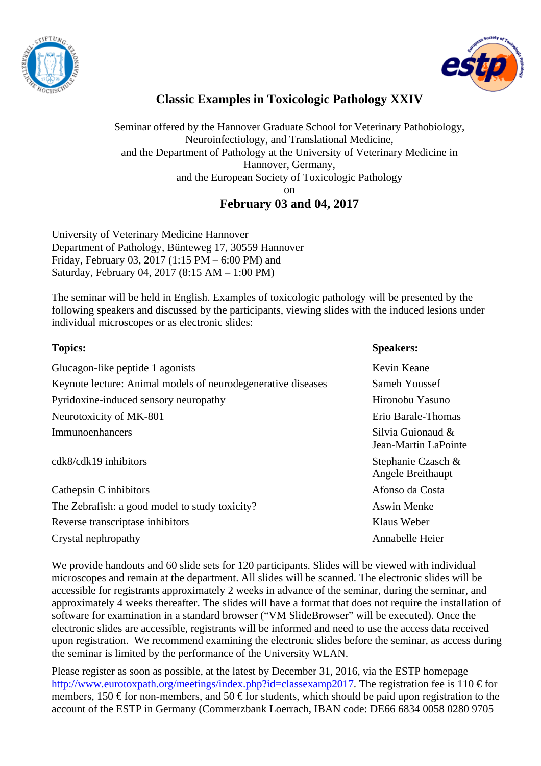# Classic Examples in Toxicologic Pathology XXIV

Seminar offered by the Hannover Graduate School for Veterinary Pathobiology, Neuroinfectiology, and Translational Medicine,
and the Department of Pathology at the University of Veterinary Medicine in Hannover, Germany,
and the European Society of Toxicologic Pathology
on

## February 03 and 04, 2017

University of Veterinary Medicine Hannover
Department of Pathology, Bünteweg 17, 30559 Hannover
Friday, February 03, 2017 (1:15 PM – 6:00 PM) and
Saturday, February 04, 2017 (8:15 AM – 1:00 PM)

The seminar will be held in English. Examples of toxicologic pathology will be presented by the following speakers and discussed by the participants, viewing slides with the induced lesions under individual microscopes or as electronic slides:

| **Topics:** | **Speakers:** |
|---|---|
| Glucagon-like peptide 1 agonists | Kevin Keane |
| Keynote lecture: Animal models of neurodegenerative diseases | Sameh Youssef |
| Pyridoxine-induced sensory neuropathy | Hironobu Yasuno |
| Neurotoxicity of MK-801 | Erio Barale-Thomas |
| Immunoenhancers | Silvia Guionaud & Jean-Martin LaPointe |
| cdk8/cdk19 inhibitors | Stephanie Czasch & Angele Breithaupt |
| Cathepsin C inhibitors | Afonso da Costa |
| The Zebrafish: a good model to study toxicity? | Aswin Menke |
| Reverse transcriptase inhibitors | Klaus Weber |
| Crystal nephropathy | Annabelle Heier |

We provide handouts and 60 slide sets for 120 participants. Slides will be viewed with individual microscopes and remain at the department. All slides will be scanned. The electronic slides will be accessible for registrants approximately 2 weeks in advance of the seminar, during the seminar, and approximately 4 weeks thereafter. The slides will have a format that does not require the installation of software for examination in a standard browser ("VM SlideBrowser" will be executed). Once the electronic slides are accessible, registrants will be informed and need to use the access data received upon registration. We recommend examining the electronic slides before the seminar, as access during the seminar is limited by the performance of the University WLAN.

Please register as soon as possible, at the latest by December 31, 2016, via the ESTP homepage http://www.eurotoxpath.org/meetings/index.php?id=classexamp2017. The registration fee is 110 € for members, 150 € for non-members, and 50 € for students, which should be paid upon registration to the account of the ESTP in Germany (Commerzbank Loerrach, IBAN code: DE66 6834 0058 0280 9705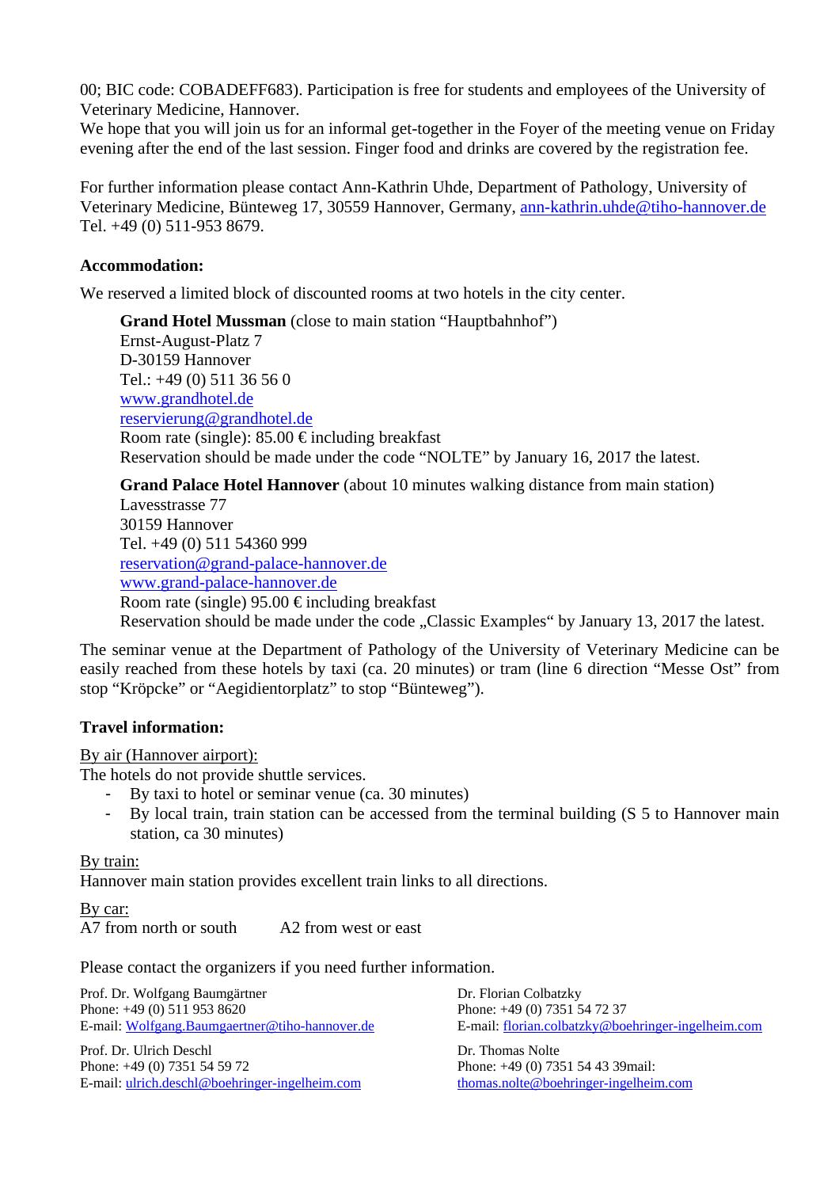00; BIC code: COBADEFF683). Participation is free for students and employees of the University of Veterinary Medicine, Hannover.
We hope that you will join us for an informal get-together in the Foyer of the meeting venue on Friday evening after the end of the last session. Finger food and drinks are covered by the registration fee.

For further information please contact Ann-Kathrin Uhde, Department of Pathology, University of Veterinary Medicine, Bünteweg 17, 30559 Hannover, Germany, ann-kathrin.uhde@tiho-hannover.de
Tel. +49 (0) 511-953 8679.

**Accommodation:**

We reserved a limited block of discounted rooms at two hotels in the city center.

**Grand Hotel Mussman** (close to main station "Hauptbahnhof")
Ernst-August-Platz 7
D-30159 Hannover
Tel.: +49 (0) 511 36 56 0
www.grandhotel.de
reservierung@grandhotel.de
Room rate (single): 85.00 € including breakfast
Reservation should be made under the code "NOLTE" by January 16, 2017 the latest.

**Grand Palace Hotel Hannover** (about 10 minutes walking distance from main station)
Lavesstrasse 77
30159 Hannover
Tel. +49 (0) 511 54360 999
reservation@grand-palace-hannover.de
www.grand-palace-hannover.de
Room rate (single) 95.00 € including breakfast
Reservation should be made under the code „Classic Examples" by January 13, 2017 the latest.

The seminar venue at the Department of Pathology of the University of Veterinary Medicine can be easily reached from these hotels by taxi (ca. 20 minutes) or tram (line 6 direction "Messe Ost" from stop "Kröpcke" or "Aegidientorplatz" to stop "Bünteweg").

**Travel information:**

By air (Hannover airport):
The hotels do not provide shuttle services.

- By taxi to hotel or seminar venue (ca. 30 minutes)
- By local train, train station can be accessed from the terminal building (S 5 to Hannover main station, ca 30 minutes)

By train:
Hannover main station provides excellent train links to all directions.

By car:
A7 from north or south    A2 from west or east

Please contact the organizers if you need further information.

Prof. Dr. Wolfgang Baumgärtner
Phone: +49 (0) 511 953 8620
E-mail: Wolfgang.Baumgaertner@tiho-hannover.de

Prof. Dr. Ulrich Deschl
Phone: +49 (0) 7351 54 59 72
E-mail: ulrich.deschl@boehringer-ingelheim.com

Dr. Florian Colbatzky
Phone: +49 (0) 7351 54 72 37
E-mail: florian.colbatzky@boehringer-ingelheim.com

Dr. Thomas Nolte
Phone: +49 (0) 7351 54 43 39mail:
thomas.nolte@boehringer-ingelheim.com